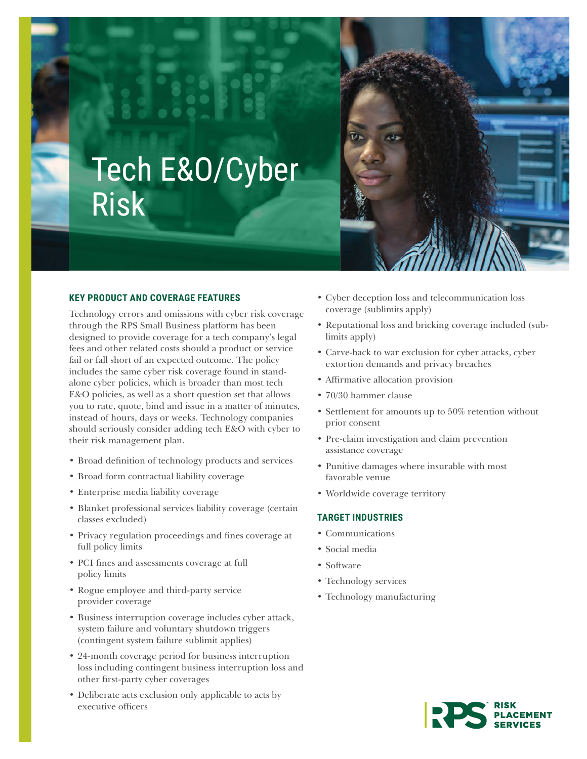# Tech E&O/Cyber Risk

## KEY PRODUCT AND COVERAGE FEATURES

Technology errors and omissions with cyber risk coverage through the RPS Small Business platform has been designed to provide coverage for a tech company's legal fees and other related costs should a product or service fail or fall short of an expected outcome. The policy includes the same cyber risk coverage found in stand-alone cyber policies, which is broader than most tech E&O policies, as well as a short question set that allows you to rate, quote, bind and issue in a matter of minutes, instead of hours, days or weeks. Technology companies should seriously consider adding tech E&O with cyber to their risk management plan.

- Broad definition of technology products and services
- Broad form contractual liability coverage
- Enterprise media liability coverage
- Blanket professional services liability coverage (certain classes excluded)
- Privacy regulation proceedings and fines coverage at full policy limits
- PCI fines and assessments coverage at full policy limits
- Rogue employee and third-party service provider coverage
- Business interruption coverage includes cyber attack, system failure and voluntary shutdown triggers (contingent system failure sublimit applies)
- 24-month coverage period for business interruption loss including contingent business interruption loss and other first-party cyber coverages
- Deliberate acts exclusion only applicable to acts by executive officers
- Cyber deception loss and telecommunication loss coverage (sublimits apply)
- Reputational loss and bricking coverage included (sub-limits apply)
- Carve-back to war exclusion for cyber attacks, cyber extortion demands and privacy breaches
- Affirmative allocation provision
- 70/30 hammer clause
- Settlement for amounts up to 50% retention without prior consent
- Pre-claim investigation and claim prevention assistance coverage
- Punitive damages where insurable with most favorable venue
- Worldwide coverage territory

## TARGET INDUSTRIES

- Communications
- Social media
- Software
- Technology services
- Technology manufacturing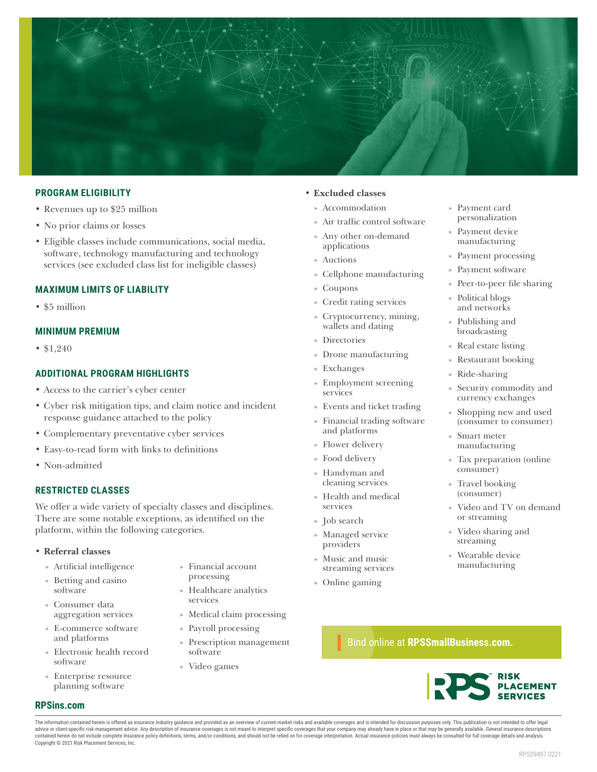## PROGRAM ELIGIBILITY

- Revenues up to $25 million
- No prior claims or losses
- Eligible classes include communications, social media, software, technology manufacturing and technology services (see excluded class list for ineligible classes)

## MAXIMUM LIMITS OF LIABILITY

- $5 million

## MINIMUM PREMIUM

- $1,240

## ADDITIONAL PROGRAM HIGHLIGHTS

- Access to the carrier's cyber center
- Cyber risk mitigation tips, and claim notice and incident response guidance attached to the policy
- Complementary preventative cyber services
- Easy-to-read form with links to definitions
- Non-admitted

## RESTRICTED CLASSES

We offer a wide variety of specialty classes and disciplines. There are some notable exceptions, as identified on the platform, within the following categories.

- **Referral classes**
  - Artificial intelligence
  - Betting and casino software
  - Consumer data aggregation services
  - E-commerce software and platforms
  - Electronic health record software
  - Enterprise resource planning software
  - Financial account processing
  - Healthcare analytics services
  - Medical claim processing
  - Payroll processing
  - Prescription management software
  - Video games
- **Excluded classes**
  - Accommodation
  - Air traffic control software
  - Any other on-demand applications
  - Auctions
  - Cellphone manufacturing
  - Coupons
  - Credit rating services
  - Cryptocurrency, mining, wallets and dating
  - Directories
  - Drone manufacturing
  - Exchanges
  - Employment screening services
  - Events and ticket trading
  - Financial trading software and platforms
  - Flower delivery
  - Food delivery
  - Handyman and cleaning services
  - Health and medical services
  - Job search
  - Managed service providers
  - Music and music streaming services
  - Online gaming
  - Payment card personalization
  - Payment device manufacturing
  - Payment processing
  - Payment software
  - Peer-to-peer file sharing
  - Political blogs and networks
  - Publishing and broadcasting
  - Real estate listing
  - Restaurant booking
  - Ride-sharing
  - Security commodity and currency exchanges
  - Shopping new and used (consumer to consumer)
  - Smart meter manufacturing
  - Tax preparation (online consumer)
  - Travel booking (consumer)
  - Video and TV on demand or streaming
  - Video sharing and streaming
  - Wearable device manufacturing

Bind online at **RPSSmallBusiness.com.**

RPS™ RISK PLACEMENT SERVICES

**RPSins.com**

The information contained herein is offered as insurance Industry guidance and provided as an overview of current market risks and available coverages and is intended for discussion purposes only. This publication is not intended to offer legal advice or client-specific risk management advice. Any description of insurance coverages is not meant to interpret specific coverages that your company may already have in place or that may be generally available. General insurance descriptions contained herein do not include complete Insurance policy definitions, terms, and/or conditions, and should not be relied on for coverage interpretation. Actual insurance policies must always be consulted for full coverage details and analysis. Copyright © 2021 Risk Placement Services, Inc.

RPS39497 0221